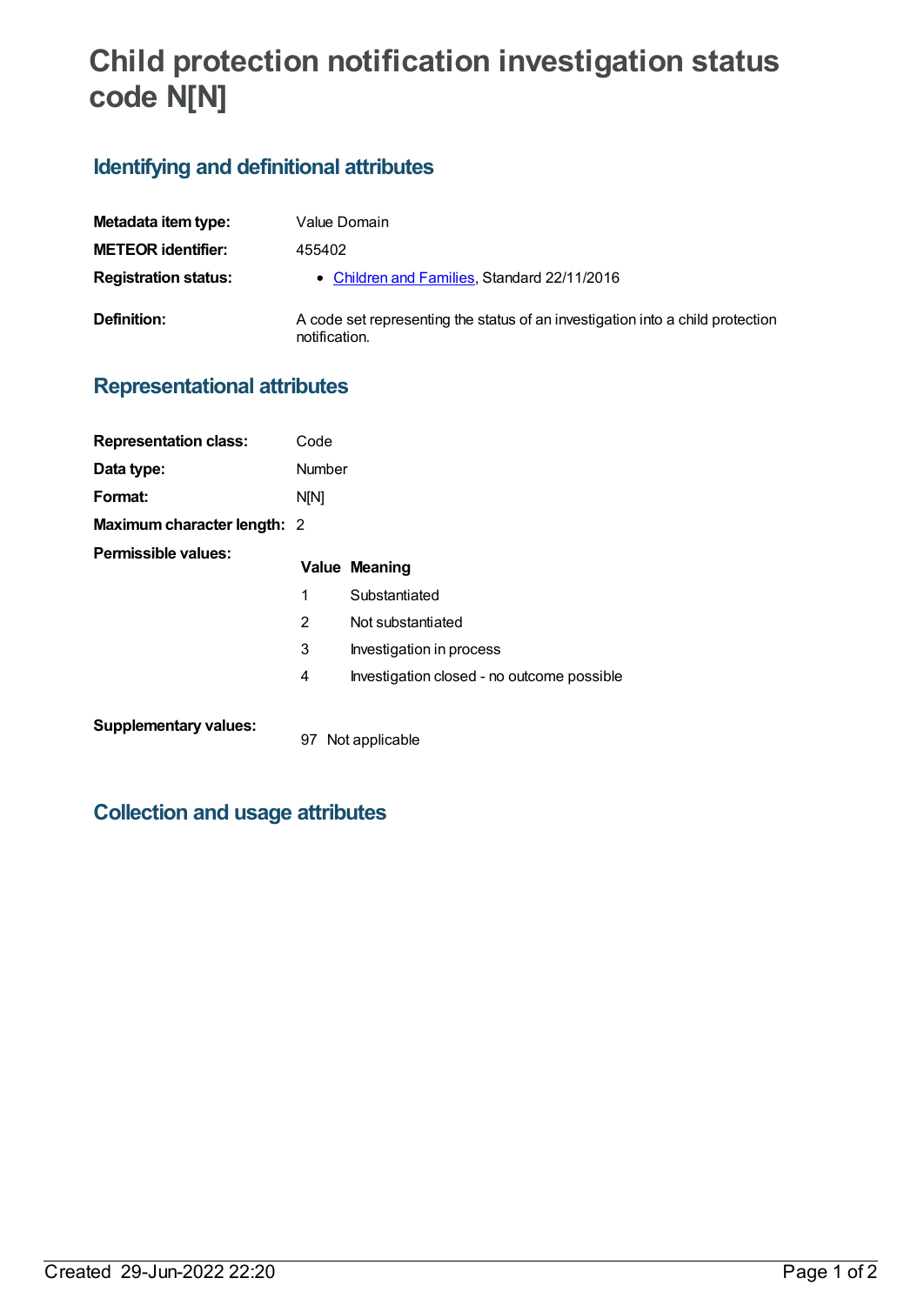# Child protection notification investigation status code N[N]

## Identifying and definitional attributes

| | |
|---|---|
| **Metadata item type:** | Value Domain |
| **METEOR identifier:** | 455402 |
| **Registration status:** | • Children and Families, Standard 22/11/2016 |
| **Definition:** | A code set representing the status of an investigation into a child protection notification. |

## Representational attributes

| | |
|---|---|
| **Representation class:** | Code |
| **Data type:** | Number |
| **Format:** | N[N] |
| **Maximum character length:** | 2 |

**Permissible values:**

| Value | Meaning |
|---|---|
| 1 | Substantiated |
| 2 | Not substantiated |
| 3 | Investigation in process |
| 4 | Investigation closed - no outcome possible |

**Supplementary values:**

| Value | Meaning |
|---|---|
| 97 | Not applicable |

## Collection and usage attributes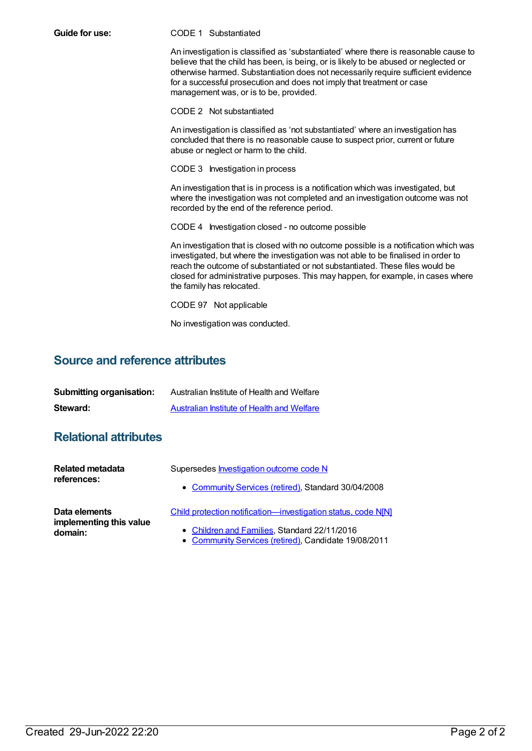**Guide for use:**

CODE 1 Substantiated

An investigation is classified as 'substantiated' where there is reasonable cause to believe that the child has been, is being, or is likely to be abused or neglected or otherwise harmed. Substantiation does not necessarily require sufficient evidence for a successful prosecution and does not imply that treatment or case management was, or is to be, provided.

CODE 2 Not substantiated

An investigation is classified as 'not substantiated' where an investigation has concluded that there is no reasonable cause to suspect prior, current or future abuse or neglect or harm to the child.

CODE 3 Investigation in process

An investigation that is in process is a notification which was investigated, but where the investigation was not completed and an investigation outcome was not recorded by the end of the reference period.

CODE 4 Investigation closed - no outcome possible

An investigation that is closed with no outcome possible is a notification which was investigated, but where the investigation was not able to be finalised in order to reach the outcome of substantiated or not substantiated. These files would be closed for administrative purposes. This may happen, for example, in cases where the family has relocated.

CODE 97 Not applicable

No investigation was conducted.

## Source and reference attributes

**Submitting organisation:** Australian Institute of Health and Welfare

**Steward:** Australian Institute of Health and Welfare

## Relational attributes

**Related metadata references:**

Supersedes Investigation outcome code N

- Community Services (retired), Standard 30/04/2008

**Data elements implementing this value domain:**

Child protection notification—investigation status, code N[N]

- Children and Families, Standard 22/11/2016
- Community Services (retired), Candidate 19/08/2011